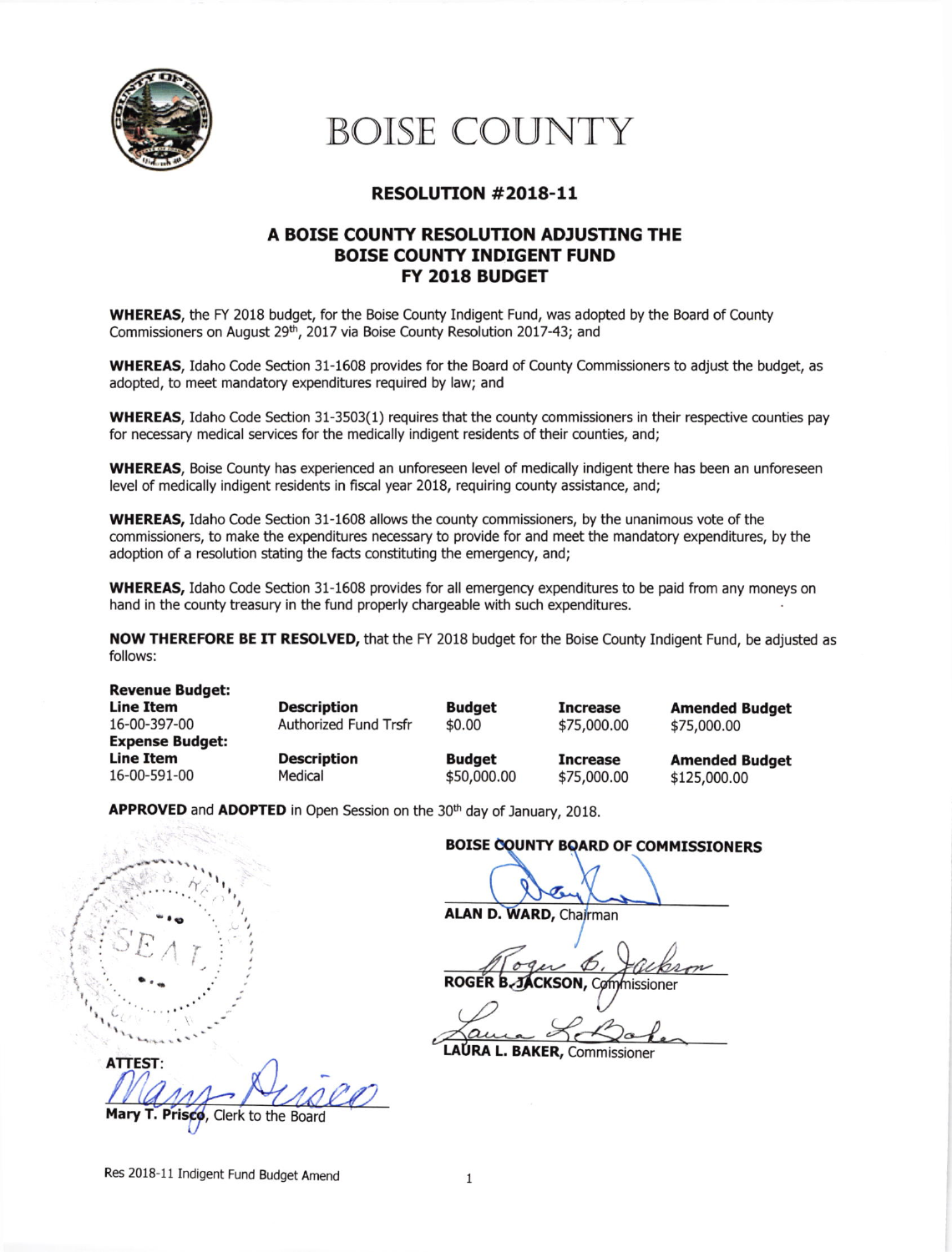# BOISE COUNTY

## RESOLUTION #2018-11

## A BOISE COUNTY RESOLUTION ADJUSTING THE BOISE COUNTY INDIGENT FUND FY 2018 BUDGET

**WHEREAS**, the FY 2018 budget, for the Boise County Indigent Fund, was adopted by the Board of County Commissioners on August 29th, 2017 via Boise County Resolution 2017-43; and

**WHEREAS**, Idaho Code Section 31-1608 provides for the Board of County Commissioners to adjust the budget, as adopted, to meet mandatory expenditures required by law; and

**WHEREAS**, Idaho Code Section 31-3503(1) requires that the county commissioners in their respective counties pay for necessary medical services for the medically indigent residents of their counties, and;

**WHEREAS**, Boise County has experienced an unforeseen level of medically indigent there has been an unforeseen level of medically indigent residents in fiscal year 2018, requiring county assistance, and;

**WHEREAS,** Idaho Code Section 31-1608 allows the county commissioners, by the unanimous vote of the commissioners, to make the expenditures necessary to provide for and meet the mandatory expenditures, by the adoption of a resolution stating the facts constituting the emergency, and;

**WHEREAS,** Idaho Code Section 31-1608 provides for all emergency expenditures to be paid from any moneys on hand in the county treasury in the fund properly chargeable with such expenditures.

**NOW THEREFORE BE IT RESOLVED,** that the FY 2018 budget for the Boise County Indigent Fund, be adjusted as follows:

**Revenue Budget:**

| Line Item | Description | Budget | Increase | Amended Budget |
|---|---|---|---|---|
| 16-00-397-00 | Authorized Fund Trsfr | $0.00 | $75,000.00 | $75,000.00 |

**Expense Budget:**

| Line Item | Description | Budget | Increase | Amended Budget |
|---|---|---|---|---|
| 16-00-591-00 | Medical | $50,000.00 | $75,000.00 | $125,000.00 |

**APPROVED** and **ADOPTED** in Open Session on the 30th day of January, 2018.

**BOISE COUNTY BOARD OF COMMISSIONERS**

**ALAN D. WARD,** Chairman

**ROGER B. JACKSON,** Commissioner

**LAURA L. BAKER,** Commissioner

**ATTEST:**

**Mary T. Prisco**, Clerk to the Board

SEAL

Res 2018-11 Indigent Fund Budget Amend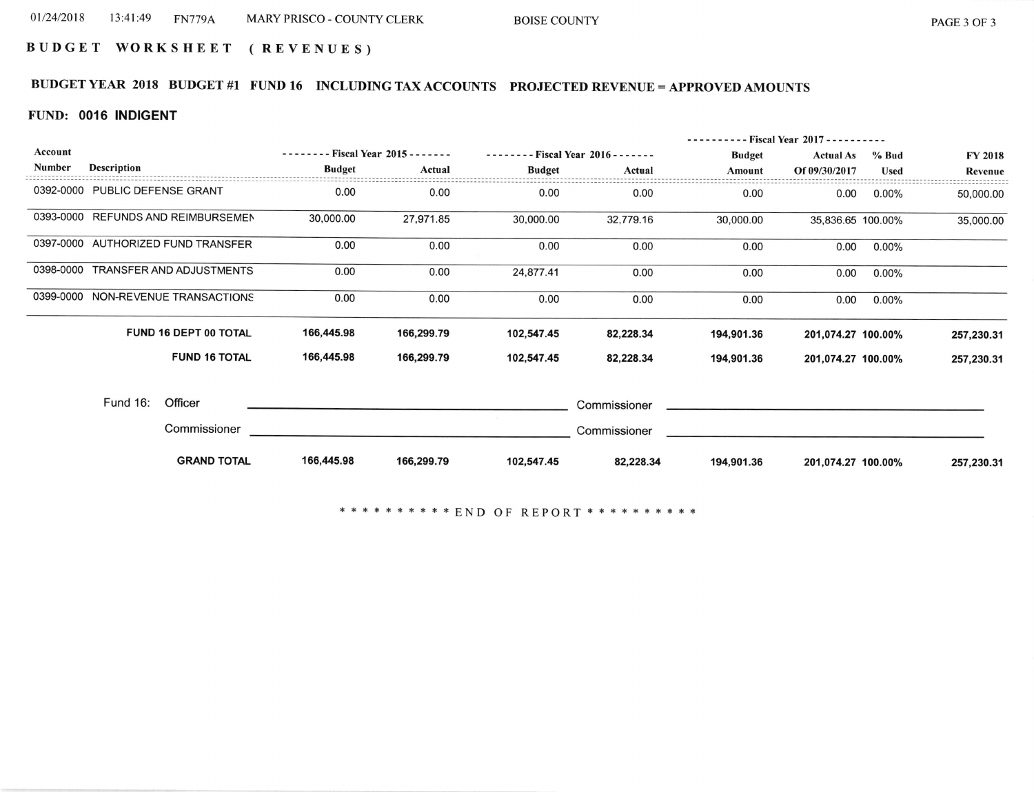## BUDGET WORKSHEET (REVENUES)

### BUDGET YEAR 2018 BUDGET #1 FUND 16 INCLUDING TAX ACCOUNTS PROJECTED REVENUE = APPROVED AMOUNTS

**FUND: 0016 INDIGENT**

| Account Number | Description | Fiscal Year 2015 Budget | Fiscal Year 2015 Actual | Fiscal Year 2016 Budget | Fiscal Year 2016 Actual | Fiscal Year 2017 Budget Amount | Fiscal Year 2017 Actual As Of 09/30/2017 | Fiscal Year 2017 % Bud Used | FY 2018 Revenue |
|---|---|---|---|---|---|---|---|---|---|
| 0392-0000 | PUBLIC DEFENSE GRANT | 0.00 | 0.00 | 0.00 | 0.00 | 0.00 | 0.00 | 0.00% | 50,000.00 |
| 0393-0000 | REFUNDS AND REIMBURSEMEN | 30,000.00 | 27,971.85 | 30,000.00 | 32,779.16 | 30,000.00 | 35,836.65 | 100.00% | 35,000.00 |
| 0397-0000 | AUTHORIZED FUND TRANSFER | 0.00 | 0.00 | 0.00 | 0.00 | 0.00 | 0.00 | 0.00% | |
| 0398-0000 | TRANSFER AND ADJUSTMENTS | 0.00 | 0.00 | 24,877.41 | 0.00 | 0.00 | 0.00 | 0.00% | |
| 0399-0000 | NON-REVENUE TRANSACTIONS | 0.00 | 0.00 | 0.00 | 0.00 | 0.00 | 0.00 | 0.00% | |
| | **FUND 16 DEPT 00 TOTAL** | **166,445.98** | **166,299.79** | **102,547.45** | **82,228.34** | **194,901.36** | **201,074.27** | **100.00%** | **257,230.31** |
| | **FUND 16 TOTAL** | **166,445.98** | **166,299.79** | **102,547.45** | **82,228.34** | **194,901.36** | **201,074.27** | **100.00%** | **257,230.31** |

Fund 16: Officer ______________________ Commissioner ______________________

Commissioner ______________________ Commissioner ______________________

| | | | | | | | | | |
|---|---|---|---|---|---|---|---|---|---|
| | **GRAND TOTAL** | **166,445.98** | **166,299.79** | **102,547.45** | **82,228.34** | **194,901.36** | **201,074.27** | **100.00%** | **257,230.31** |

********** END OF REPORT **********